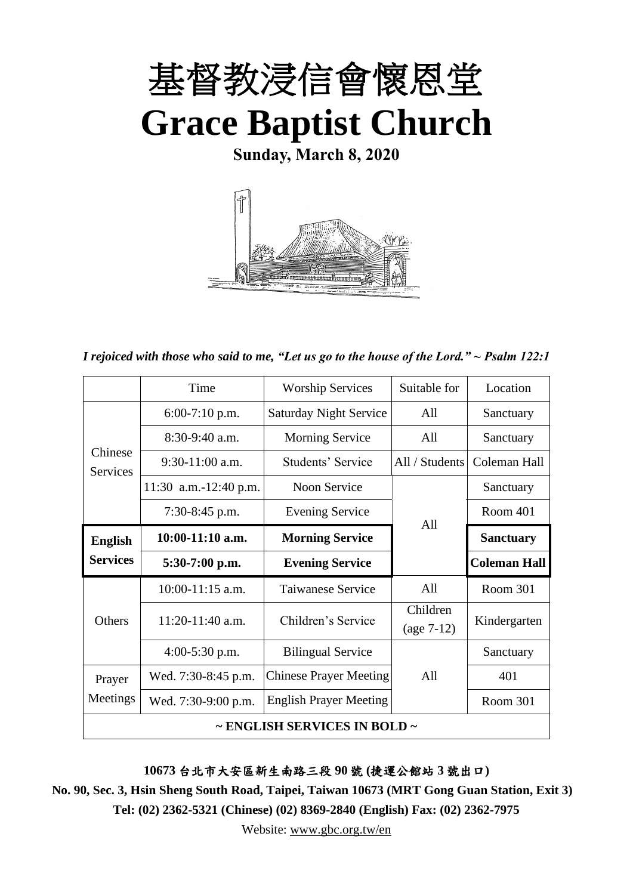# 基督教浸信會懷恩堂

# Grace Baptist Church

**Sunday, March 8, 2020**

*I rejoiced with those who said to me, "Let us go to the house of the Lord." ~ Psalm 122:1*

| | Time | Worship Services | Suitable for | Location |
|---|---|---|---|---|
| Chinese Services | 6:00-7:10 p.m. | Saturday Night Service | All | Sanctuary |
| | 8:30-9:40 a.m. | Morning Service | All | Sanctuary |
| | 9:30-11:00 a.m. | Students' Service | All / Students | Coleman Hall |
| | 11:30 a.m.-12:40 p.m. | Noon Service | All | Sanctuary |
| | 7:30-8:45 p.m. | Evening Service | | Room 401 |
| **English Services** | **10:00-11:10 a.m.** | **Morning Service** | | **Sanctuary** |
| | **5:30-7:00 p.m.** | **Evening Service** | | **Coleman Hall** |
| Others | 10:00-11:15 a.m. | Taiwanese Service | All | Room 301 |
| | 11:20-11:40 a.m. | Children's Service | Children (age 7-12) | Kindergarten |
| | 4:00-5:30 p.m. | Bilingual Service | All | Sanctuary |
| Prayer Meetings | Wed. 7:30-8:45 p.m. | Chinese Prayer Meeting | | 401 |
| | Wed. 7:30-9:00 p.m. | English Prayer Meeting | | Room 301 |
| **~ ENGLISH SERVICES IN BOLD ~** | | | | |

**10673 台北市大安區新生南路三段 90 號 (捷運公館站 3 號出口)**

**No. 90, Sec. 3, Hsin Sheng South Road, Taipei, Taiwan 10673 (MRT Gong Guan Station, Exit 3)**

**Tel: (02) 2362-5321 (Chinese) (02) 8369-2840 (English) Fax: (02) 2362-7975**

Website: www.gbc.org.tw/en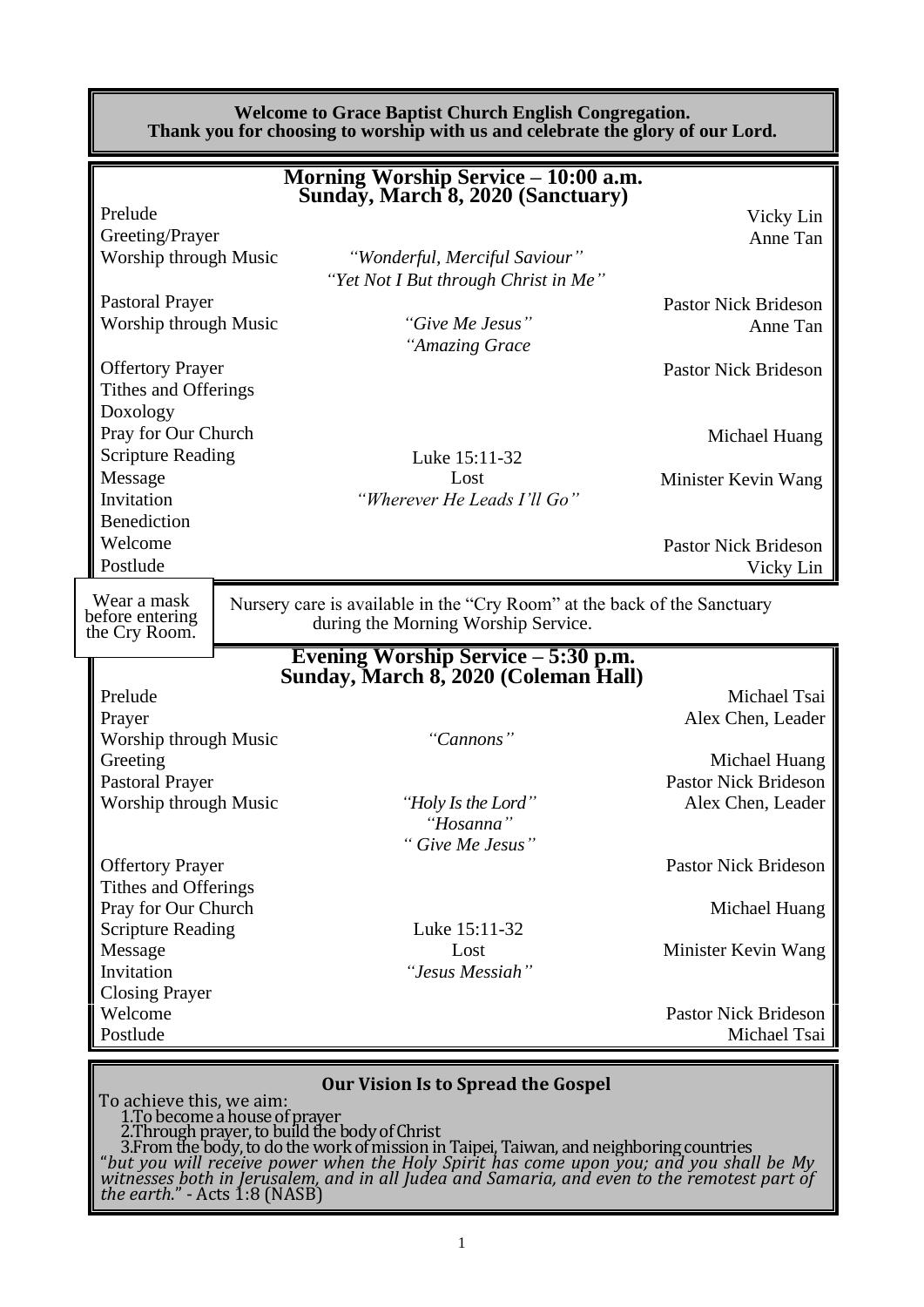**Welcome to Grace Baptist Church English Congregation.**
**Thank you for choosing to worship with us and celebrate the glory of our Lord.**

## Morning Worship Service – 10:00 a.m.
## Sunday, March 8, 2020 (Sanctuary)

| | | |
|---|---|---|
| Prelude | | Vicky Lin |
| Greeting/Prayer | | Anne Tan |
| Worship through Music | *"Wonderful, Merciful Saviour"* *"Yet Not I But through Christ in Me"* | |
| Pastoral Prayer | | Pastor Nick Brideson |
| Worship through Music | *"Give Me Jesus"* *"Amazing Grace* | Anne Tan |
| Offertory Prayer | | Pastor Nick Brideson |
| Tithes and Offerings | | |
| Doxology | | |
| Pray for Our Church | | Michael Huang |
| Scripture Reading | Luke 15:11-32 | |
| Message | Lost | Minister Kevin Wang |
| Invitation | *"Wherever He Leads I'll Go"* | |
| Benediction | | |
| Welcome | | Pastor Nick Brideson |
| Postlude | | Vicky Lin |

Wear a mask before entering the Cry Room.

Nursery care is available in the "Cry Room" at the back of the Sanctuary during the Morning Worship Service.

## Evening Worship Service – 5:30 p.m.
## Sunday, March 8, 2020 (Coleman Hall)

| | | |
|---|---|---|
| Prelude | | Michael Tsai |
| Prayer | | Alex Chen, Leader |
| Worship through Music | *"Cannons"* | |
| Greeting | | Michael Huang |
| Pastoral Prayer | | Pastor Nick Brideson |
| Worship through Music | *"Holy Is the Lord"* *"Hosanna"* *" Give Me Jesus"* | Alex Chen, Leader |
| Offertory Prayer | | Pastor Nick Brideson |
| Tithes and Offerings | | |
| Pray for Our Church | | Michael Huang |
| Scripture Reading | Luke 15:11-32 | |
| Message | Lost | Minister Kevin Wang |
| Invitation | *"Jesus Messiah"* | |
| Closing Prayer | | |
| Welcome | | Pastor Nick Brideson |
| Postlude | | Michael Tsai |

### Our Vision Is to Spread the Gospel

To achieve this, we aim:

1. To become a house of prayer
2. Through prayer, to build the body of Christ
3. From the body, to do the work of mission in Taipei, Taiwan, and neighboring countries

"*but you will receive power when the Holy Spirit has come upon you; and you shall be My witnesses both in Jerusalem, and in all Judea and Samaria, and even to the remotest part of the earth*." - Acts 1:8 (NASB)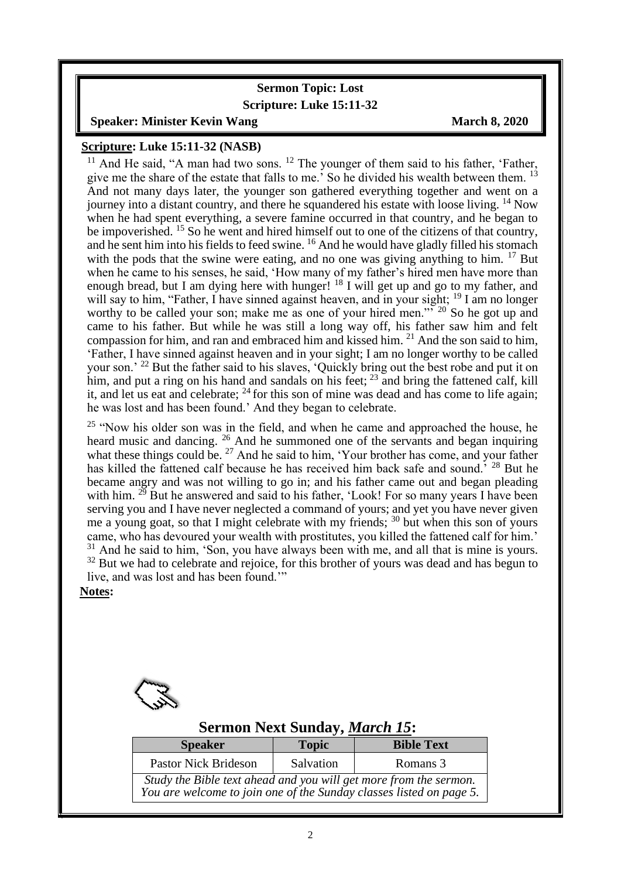**Sermon Topic: Lost**

**Scripture: Luke 15:11-32**

**Speaker: Minister Kevin Wang** **March 8, 2020**

**Scripture: Luke 15:11-32 (NASB)**

[11] And He said, "A man had two sons. [12] The younger of them said to his father, 'Father, give me the share of the estate that falls to me.' So he divided his wealth between them. [13] And not many days later, the younger son gathered everything together and went on a journey into a distant country, and there he squandered his estate with loose living. [14] Now when he had spent everything, a severe famine occurred in that country, and he began to be impoverished. [15] So he went and hired himself out to one of the citizens of that country, and he sent him into his fields to feed swine. [16] And he would have gladly filled his stomach with the pods that the swine were eating, and no one was giving anything to him. [17] But when he came to his senses, he said, 'How many of my father's hired men have more than enough bread, but I am dying here with hunger! [18] I will get up and go to my father, and will say to him, "Father, I have sinned against heaven, and in your sight; [19] I am no longer worthy to be called your son; make me as one of your hired men."' [20] So he got up and came to his father. But while he was still a long way off, his father saw him and felt compassion for him, and ran and embraced him and kissed him. [21] And the son said to him, 'Father, I have sinned against heaven and in your sight; I am no longer worthy to be called your son.' [22] But the father said to his slaves, 'Quickly bring out the best robe and put it on him, and put a ring on his hand and sandals on his feet; [23] and bring the fattened calf, kill it, and let us eat and celebrate; [24] for this son of mine was dead and has come to life again; he was lost and has been found.' And they began to celebrate.

[25] "Now his older son was in the field, and when he came and approached the house, he heard music and dancing. [26] And he summoned one of the servants and began inquiring what these things could be. [27] And he said to him, 'Your brother has come, and your father has killed the fattened calf because he has received him back safe and sound.' [28] But he became angry and was not willing to go in; and his father came out and began pleading with him. [29] But he answered and said to his father, 'Look! For so many years I have been serving you and I have never neglected a command of yours; and yet you have never given me a young goat, so that I might celebrate with my friends; [30] but when this son of yours came, who has devoured your wealth with prostitutes, you killed the fattened calf for him.' [31] And he said to him, 'Son, you have always been with me, and all that is mine is yours. [32] But we had to celebrate and rejoice, for this brother of yours was dead and has begun to live, and was lost and has been found.'"

**Notes:**

## Sermon Next Sunday, *March 15*:

| Speaker | Topic | Bible Text |
|---|---|---|
| Pastor Nick Brideson | Salvation | Romans 3 |
| *Study the Bible text ahead and you will get more from the sermon. You are welcome to join one of the Sunday classes listed on page 5.* | | |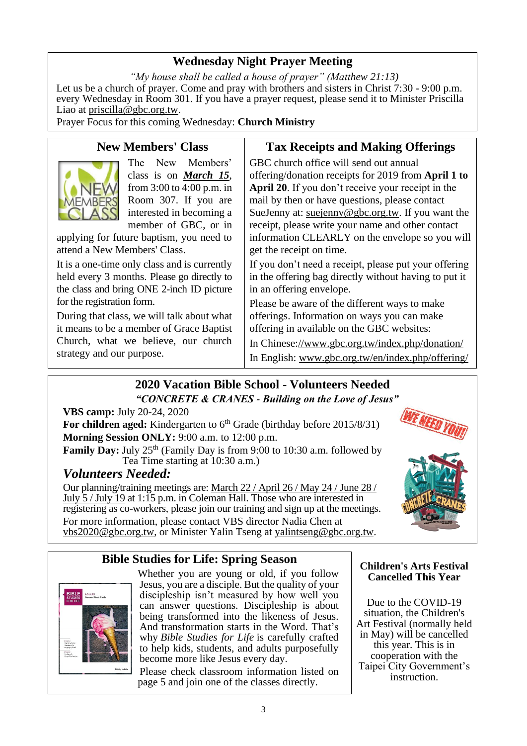## Wednesday Night Prayer Meeting

*"My house shall be called a house of prayer" (Matthew 21:13)*

Let us be a church of prayer. Come and pray with brothers and sisters in Christ 7:30 - 9:00 p.m. every Wednesday in Room 301. If you have a prayer request, please send it to Minister Priscilla Liao at priscilla@gbc.org.tw.

Prayer Focus for this coming Wednesday: **Church Ministry**

## New Members' Class

The New Members' class is on ***March 15***, from 3:00 to 4:00 p.m. in Room 307. If you are interested in becoming a member of GBC, or in applying for future baptism, you need to attend a New Members' Class.

It is a one-time only class and is currently held every 3 months. Please go directly to the class and bring ONE 2-inch ID picture for the registration form.

During that class, we will talk about what it means to be a member of Grace Baptist Church, what we believe, our church strategy and our purpose.

## Tax Receipts and Making Offerings

GBC church office will send out annual offering/donation receipts for 2019 from **April 1 to April 20**. If you don't receive your receipt in the mail by then or have questions, please contact SueJenny at: suejenny@gbc.org.tw. If you want the receipt, please write your name and other contact information CLEARLY on the envelope so you will get the receipt on time.

If you don't need a receipt, please put your offering in the offering bag directly without having to put it in an offering envelope.

Please be aware of the different ways to make offerings. Information on ways you can make offering in available on the GBC websites:

In Chinese://www.gbc.org.tw/index.php/donation/

In English: www.gbc.org.tw/en/index.php/offering/

## 2020 Vacation Bible School - Volunteers Needed

***"CONCRETE & CRANES - Building on the Love of Jesus"***

**VBS camp:** July 20-24, 2020

**For children aged:** Kindergarten to 6th Grade (birthday before 2015/8/31)

**Morning Session ONLY:** 9:00 a.m. to 12:00 p.m.

**Family Day:** July 25th (Family Day is from 9:00 to 10:30 a.m. followed by Tea Time starting at 10:30 a.m.)

### *Volunteers Needed:*

Our planning/training meetings are: March 22 / April 26 / May 24 / June 28 / July 5 / July 19 at 1:15 p.m. in Coleman Hall. Those who are interested in registering as co-workers, please join our training and sign up at the meetings.

For more information, please contact VBS director Nadia Chen at vbs2020@gbc.org.tw, or Minister Yalin Tseng at yalintseng@gbc.org.tw.

## Bible Studies for Life: Spring Season

Whether you are young or old, if you follow Jesus, you are a disciple. But the quality of your discipleship isn't measured by how well you can answer questions. Discipleship is about being transformed into the likeness of Jesus. And transformation starts in the Word. That's why *Bible Studies for Life* is carefully crafted to help kids, students, and adults purposefully become more like Jesus every day.

Please check classroom information listed on page 5 and join one of the classes directly.

## Children's Arts Festival Cancelled This Year

Due to the COVID-19 situation, the Children's Art Festival (normally held in May) will be cancelled this year. This is in cooperation with the Taipei City Government's instruction.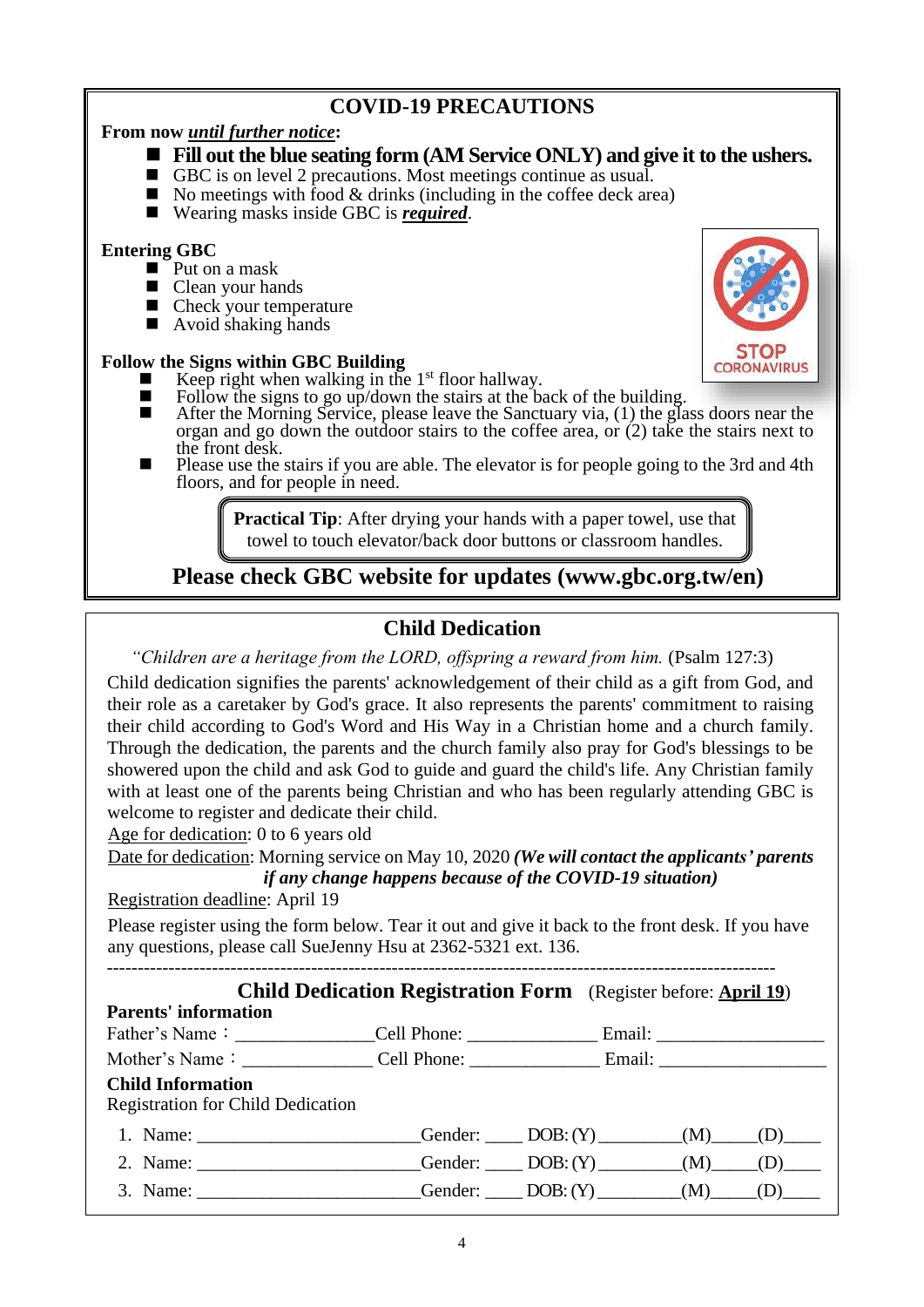## COVID-19 PRECAUTIONS

**From now *until further notice*:**

- **Fill out the blue seating form (AM Service ONLY) and give it to the ushers.**
- GBC is on level 2 precautions. Most meetings continue as usual.
- No meetings with food & drinks (including in the coffee deck area)
- Wearing masks inside GBC is ***required***.

**Entering GBC**

- Put on a mask
- Clean your hands
- Check your temperature
- Avoid shaking hands

**Follow the Signs within GBC Building**

- Keep right when walking in the 1st floor hallway.
- Follow the signs to go up/down the stairs at the back of the building.
- After the Morning Service, please leave the Sanctuary via, (1) the glass doors near the organ and go down the outdoor stairs to the coffee area, or (2) take the stairs next to the front desk.
- Please use the stairs if you are able. The elevator is for people going to the 3rd and 4th floors, and for people in need.

> **Practical Tip**: After drying your hands with a paper towel, use that towel to touch elevator/back door buttons or classroom handles.

**Please check GBC website for updates (www.gbc.org.tw/en)**

## Child Dedication

*"Children are a heritage from the LORD, offspring a reward from him.* (Psalm 127:3)

Child dedication signifies the parents' acknowledgement of their child as a gift from God, and their role as a caretaker by God's grace. It also represents the parents' commitment to raising their child according to God's Word and His Way in a Christian home and a church family. Through the dedication, the parents and the church family also pray for God's blessings to be showered upon the child and ask God to guide and guard the child's life. Any Christian family with at least one of the parents being Christian and who has been regularly attending GBC is welcome to register and dedicate their child.

Age for dedication: 0 to 6 years old

Date for dedication: Morning service on May 10, 2020 ***(We will contact the applicants' parents if any change happens because of the COVID-19 situation)***

Registration deadline: April 19

Please register using the form below. Tear it out and give it back to the front desk. If you have any questions, please call SueJenny Hsu at 2362-5321 ext. 136.

---

### Child Dedication Registration Form (Register before: **April 19**)

**Parents' information**

Father's Name：_______________Cell Phone: ______________ Email: __________________

Mother's Name：______________ Cell Phone: ______________ Email: __________________

**Child Information**

Registration for Child Dedication

1. Name: ________________________Gender: ____ DOB: (Y) _________(M)_____(D)____
2. Name: ________________________Gender: ____ DOB: (Y) _________(M)_____(D)____
3. Name: ________________________Gender: ____ DOB: (Y) _________(M)_____(D)____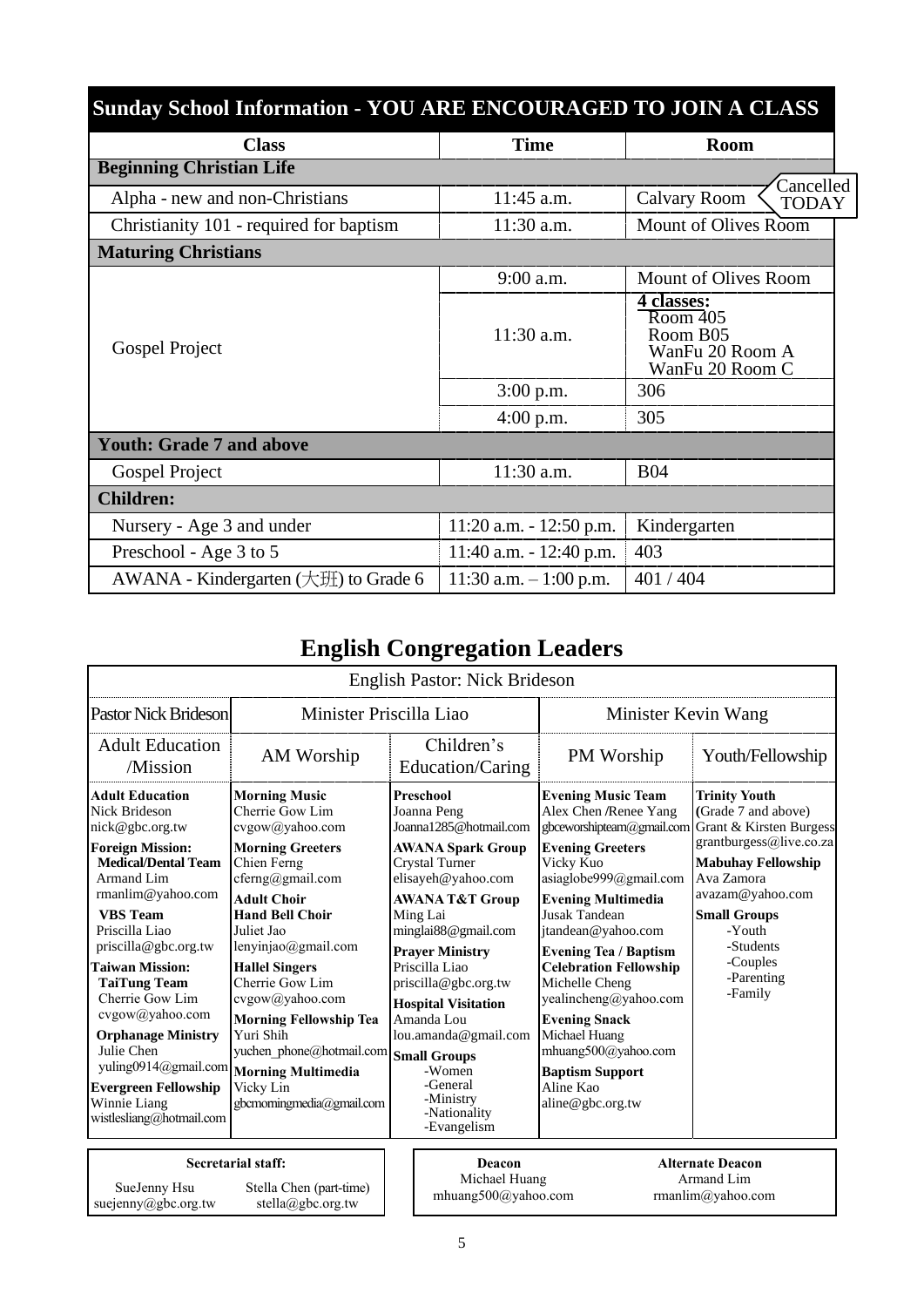## Sunday School Information - YOU ARE ENCOURAGED TO JOIN A CLASS

| Class | Time | Room |
|---|---|---|
| **Beginning Christian Life** | | |
| Alpha - new and non-Christians | 11:45 a.m. | Calvary Room (Cancelled TODAY) |
| Christianity 101 - required for baptism | 11:30 a.m. | Mount of Olives Room |
| **Maturing Christians** | | |
| Gospel Project | 9:00 a.m. | Mount of Olives Room |
| | 11:30 a.m. | **4 classes:** Room 405, Room B05, WanFu 20 Room A, WanFu 20 Room C |
| | 3:00 p.m. | 306 |
| | 4:00 p.m. | 305 |
| **Youth: Grade 7 and above** | | |
| Gospel Project | 11:30 a.m. | B04 |
| **Children:** | | |
| Nursery - Age 3 and under | 11:20 a.m. - 12:50 p.m. | Kindergarten |
| Preschool - Age 3 to 5 | 11:40 a.m. - 12:40 p.m. | 403 |
| AWANA - Kindergarten (大班) to Grade 6 | 11:30 a.m. – 1:00 p.m. | 401 / 404 |

## English Congregation Leaders

English Pastor: Nick Brideson

| Pastor Nick Brideson | Minister Priscilla Liao | | Minister Kevin Wang | |
|---|---|---|---|---|
| Adult Education /Mission | AM Worship | Children's Education/Caring | PM Worship | Youth/Fellowship |
| **Adult Education** Nick Brideson nick@gbc.org.tw | **Morning Music** Cherrie Gow Lim cvgow@yahoo.com | **Preschool** Joanna Peng Joanna1285@hotmail.com | **Evening Music Team** Alex Chen /Renee Yang gbceworshipteam@gmail.com | **Trinity Youth** (Grade 7 and above) Grant & Kirsten Burgess grantburgess@live.co.za |
| **Foreign Mission:** **Medical/Dental Team** Armand Lim rmanlim@yahoo.com | **Morning Greeters** Chien Ferng cferng@gmail.com | **AWANA Spark Group** Crystal Turner elisayeh@yahoo.com | **Evening Greeters** Vicky Kuo asiaglobe999@gmail.com | **Mabuhay Fellowship** Ava Zamora avazam@yahoo.com |
| **VBS Team** Priscilla Liao priscilla@gbc.org.tw | **Adult Choir** **Hand Bell Choir** Juliet Jao lenyinjao@gmail.com | **AWANA T&T Group** Ming Lai minglai88@gmail.com | **Evening Multimedia** Jusak Tandean jtandean@yahoo.com | **Small Groups** -Youth -Students -Couples -Parenting -Family |
| **Taiwan Mission:** **TaiTung Team** Cherrie Gow Lim cvgow@yahoo.com | **Hallel Singers** Cherrie Gow Lim cvgow@yahoo.com | **Prayer Ministry** Priscilla Liao priscilla@gbc.org.tw | **Evening Tea / Baptism Celebration Fellowship** Michelle Cheng yealincheng@yahoo.com | |
| **Orphanage Ministry** Julie Chen yuling0914@gmail.com | **Morning Fellowship Tea** Yuri Shih yuchen_phone@hotmail.com | **Hospital Visitation** Amanda Lou lou.amanda@gmail.com | **Evening Snack** Michael Huang mhuang500@yahoo.com | |
| **Evergreen Fellowship** Winnie Liang wistlesliang@hotmail.com | **Morning Multimedia** Vicky Lin gbcmorningmedia@gmail.com | **Small Groups** -Women -General -Ministry -Nationality -Evangelism | **Baptism Support** Aline Kao aline@gbc.org.tw | |

| Secretarial staff: | |
|---|---|
| SueJenny Hsu suejenny@gbc.org.tw | Stella Chen (part-time) stella@gbc.org.tw |

| Deacon | Alternate Deacon |
|---|---|
| Michael Huang mhuang500@yahoo.com | Armand Lim rmanlim@yahoo.com |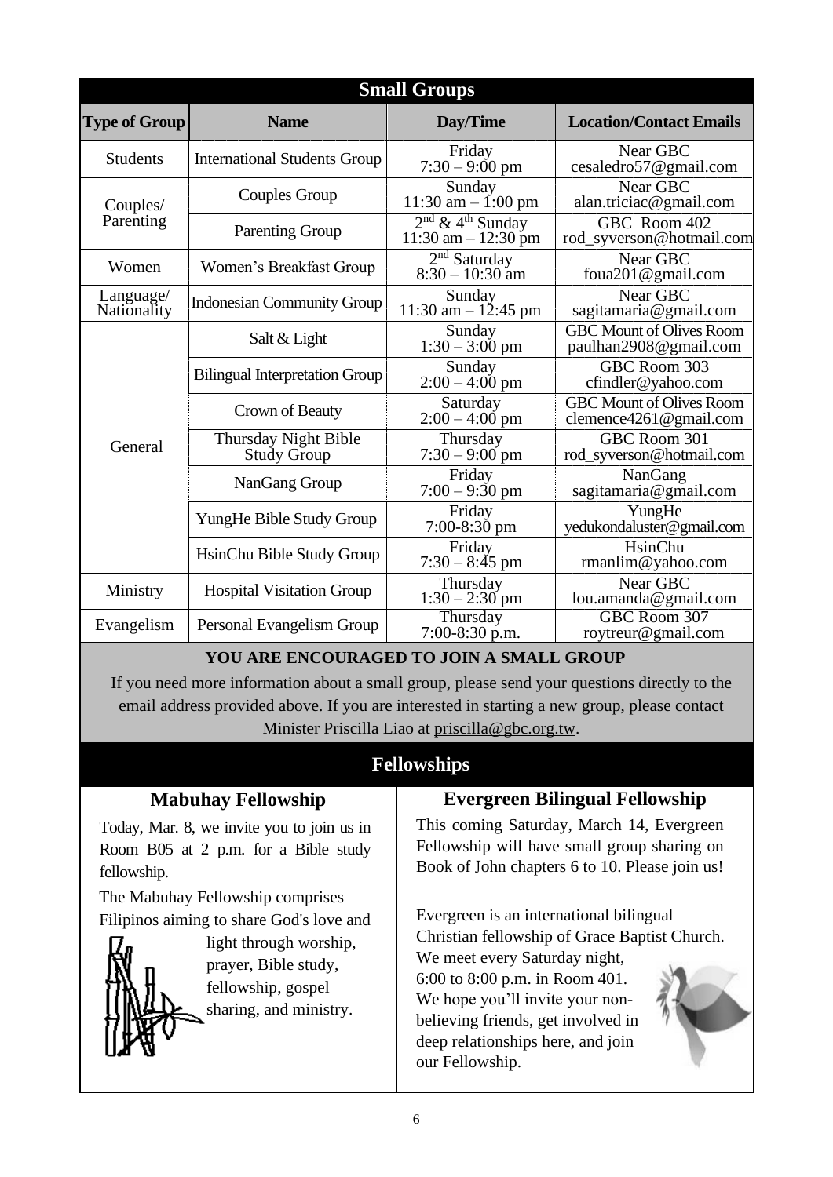## Small Groups

| Type of Group | Name | Day/Time | Location/Contact Emails |
|---|---|---|---|
| Students | International Students Group | Friday 7:30 – 9:00 pm | Near GBC cesaledro57@gmail.com |
| Couples/ Parenting | Couples Group | Sunday 11:30 am – 1:00 pm | Near GBC alan.triciac@gmail.com |
| | Parenting Group | 2nd & 4th Sunday 11:30 am – 12:30 pm | GBC Room 402 rod_syverson@hotmail.com |
| Women | Women's Breakfast Group | 2nd Saturday 8:30 – 10:30 am | Near GBC foua201@gmail.com |
| Language/ Nationality | Indonesian Community Group | Sunday 11:30 am – 12:45 pm | Near GBC sagitamaria@gmail.com |
| General | Salt & Light | Sunday 1:30 – 3:00 pm | GBC Mount of Olives Room paulhan2908@gmail.com |
| | Bilingual Interpretation Group | Sunday 2:00 – 4:00 pm | GBC Room 303 cfindler@yahoo.com |
| | Crown of Beauty | Saturday 2:00 – 4:00 pm | GBC Mount of Olives Room clemence4261@gmail.com |
| | Thursday Night Bible Study Group | Thursday 7:30 – 9:00 pm | GBC Room 301 rod_syverson@hotmail.com |
| | NanGang Group | Friday 7:00 – 9:30 pm | NanGang sagitamaria@gmail.com |
| | YungHe Bible Study Group | Friday 7:00-8:30 pm | YungHe yedukondaluster@gmail.com |
| | HsinChu Bible Study Group | Friday 7:30 – 8:45 pm | HsinChu rmanlim@yahoo.com |
| Ministry | Hospital Visitation Group | Thursday 1:30 – 2:30 pm | Near GBC lou.amanda@gmail.com |
| Evangelism | Personal Evangelism Group | Thursday 7:00-8:30 p.m. | GBC Room 307 roytreur@gmail.com |

**YOU ARE ENCOURAGED TO JOIN A SMALL GROUP**

If you need more information about a small group, please send your questions directly to the email address provided above. If you are interested in starting a new group, please contact Minister Priscilla Liao at priscilla@gbc.org.tw.

## Fellowships

### Mabuhay Fellowship

Today, Mar. 8, we invite you to join us in Room B05 at 2 p.m. for a Bible study fellowship.

The Mabuhay Fellowship comprises Filipinos aiming to share God's love and light through worship, prayer, Bible study, fellowship, gospel sharing, and ministry.

### Evergreen Bilingual Fellowship

This coming Saturday, March 14, Evergreen Fellowship will have small group sharing on Book of John chapters 6 to 10. Please join us!

Evergreen is an international bilingual Christian fellowship of Grace Baptist Church. We meet every Saturday night, 6:00 to 8:00 p.m. in Room 401. We hope you'll invite your non-believing friends, get involved in deep relationships here, and join our Fellowship.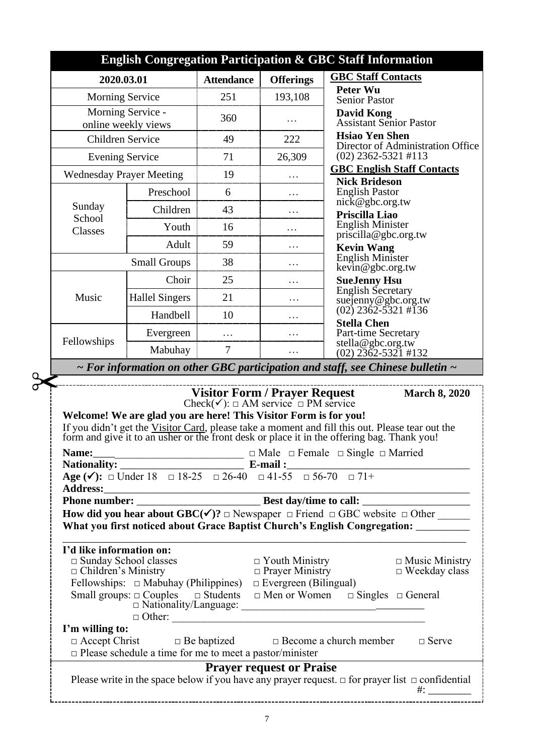## English Congregation Participation & GBC Staff Information

| 2020.03.01 | | Attendance | Offerings |
|---|---|---|---|
| Morning Service | | 251 | 193,108 |
| Morning Service - online weekly views | | 360 | … |
| Children Service | | 49 | 222 |
| Evening Service | | 71 | 26,309 |
| Wednesday Prayer Meeting | | 19 | … |
| Sunday School Classes | Preschool | 6 | … |
| | Children | 43 | … |
| | Youth | 16 | … |
| | Adult | 59 | … |
| Small Groups | | 38 | … |
| Music | Choir | 25 | … |
| | Hallel Singers | 21 | … |
| | Handbell | 10 | … |
| Fellowships | Evergreen | … | … |
| | Mabuhay | 7 | … |

**GBC Staff Contacts**

**Peter Wu**
Senior Pastor

**David Kong**
Assistant Senior Pastor

**Hsiao Yen Shen**
Director of Administration Office
(02) 2362-5321 #113

**GBC English Staff Contacts**

**Nick Brideson**
English Pastor
nick@gbc.org.tw

**Priscilla Liao**
English Minister
priscilla@gbc.org.tw

**Kevin Wang**
English Minister
kevin@gbc.org.tw

**SueJenny Hsu**
English Secretary
suejenny@gbc.org.tw
(02) 2362-5321 #136

**Stella Chen**
Part-time Secretary
stella@gbc.org.tw
(02) 2362-5321 #132

*~ For information on other GBC participation and staff, see Chinese bulletin ~*

---

### Visitor Form / Prayer Request

**March 8, 2020**

Check(✓): □ AM service □ PM service

**Welcome! We are glad you are here! This Visitor Form is for you!**

If you didn't get the Visitor Card, please take a moment and fill this out. Please tear out the form and give it to an usher or the front desk or place it in the offering bag. Thank you!

**Name:**\_\_\_\_\_\_\_\_\_\_\_\_\_\_\_\_\_\_\_\_\_\_\_\_\_\_\_\_ □ Male □ Female □ Single □ Married

**Nationality:** \_\_\_\_\_\_\_\_\_\_\_\_\_\_\_\_\_\_\_\_\_\_\_\_ **E-mail :**\_\_\_\_\_\_\_\_\_\_\_\_\_\_\_\_\_\_\_\_\_\_\_\_\_\_\_\_\_\_\_\_\_\_

**Age (✓):** □ Under 18 □ 18-25 □ 26-40 □ 41-55 □ 56-70 □ 71+

**Address:**\_\_\_\_\_\_\_\_\_\_\_\_\_\_\_\_\_\_\_\_\_\_\_\_\_\_\_\_\_\_\_\_\_\_\_\_\_\_\_\_\_\_\_\_\_\_\_\_\_\_\_\_\_\_\_\_\_\_\_\_\_\_\_\_\_\_\_\_

**Phone number:** \_\_\_\_\_\_\_\_\_\_\_\_\_\_\_\_\_\_\_\_\_\_\_\_ **Best day/time to call:** \_\_\_\_\_\_\_\_\_\_\_\_\_\_\_\_\_\_\_\_

**How did you hear about GBC(✓)?** □ Newspaper □ Friend □ GBC website □ Other \_\_\_\_\_\_

**What you first noticed about Grace Baptist Church's English Congregation:** \_\_\_\_\_\_\_\_\_\_

\_\_\_\_\_\_\_\_\_\_\_\_\_\_\_\_\_\_\_\_\_\_\_\_\_\_\_\_\_\_\_\_\_\_\_\_\_\_\_\_\_\_\_\_\_\_\_\_\_\_\_\_\_\_\_\_\_\_\_\_\_\_\_\_\_\_\_\_\_\_\_\_\_\_\_\_\_\_

**I'd like information on:**

□ Sunday School classes □ Youth Ministry □ Music Ministry
□ Children's Ministry □ Prayer Ministry □ Weekday class
Fellowships: □ Mabuhay (Philippines) □ Evergreen (Bilingual)
Small groups: □ Couples □ Students □ Men or Women □ Singles □ General
□ Nationality/Language: \_\_\_\_\_\_\_\_\_\_\_\_\_\_\_\_\_\_\_\_\_\_\_\_\_\_\_\_\_\_\_\_\_\_\_\_
□ Other: \_\_\_\_\_\_\_\_\_\_\_\_\_\_\_\_\_\_\_\_\_\_\_\_\_\_\_\_\_\_\_\_\_\_\_\_\_\_\_\_\_\_\_\_\_\_\_\_\_\_

**I'm willing to:**

□ Accept Christ □ Be baptized □ Become a church member □ Serve
□ Please schedule a time for me to meet a pastor/minister

### Prayer request or Praise

Please write in the space below if you have any prayer request. □ for prayer list □ confidential

#: \_\_\_\_\_\_\_\_